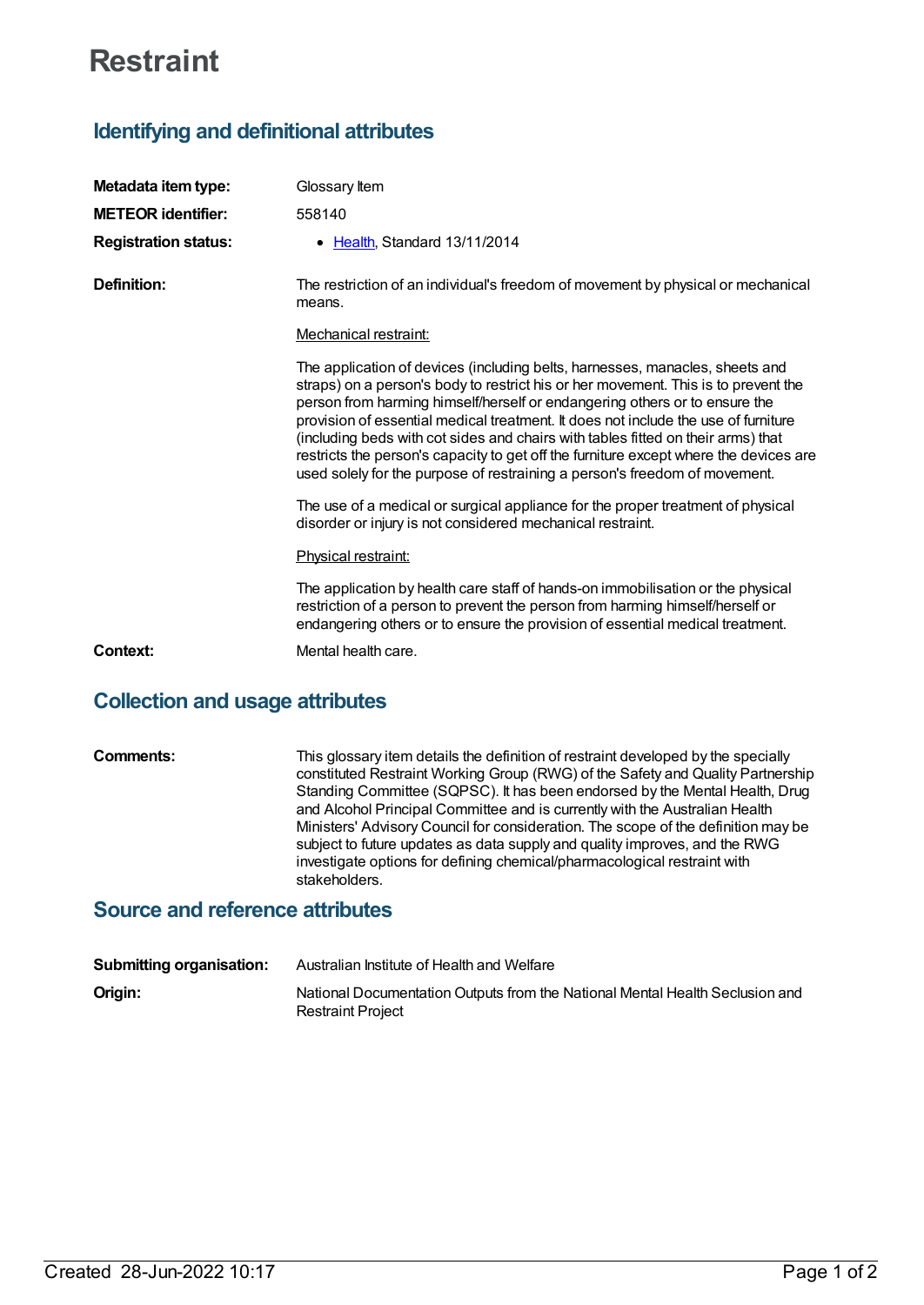# Restraint

## Identifying and definitional attributes

| | |
|---|---|
| **Metadata item type:** | Glossary Item |
| **METEOR identifier:** | 558140 |
| **Registration status:** | • Health, Standard 13/11/2014 |
| **Definition:** | The restriction of an individual's freedom of movement by physical or mechanical means. |

Mechanical restraint:

The application of devices (including belts, harnesses, manacles, sheets and straps) on a person's body to restrict his or her movement. This is to prevent the person from harming himself/herself or endangering others or to ensure the provision of essential medical treatment. It does not include the use of furniture (including beds with cot sides and chairs with tables fitted on their arms) that restricts the person's capacity to get off the furniture except where the devices are used solely for the purpose of restraining a person's freedom of movement.

The use of a medical or surgical appliance for the proper treatment of physical disorder or injury is not considered mechanical restraint.

Physical restraint:

The application by health care staff of hands-on immobilisation or the physical restriction of a person to prevent the person from harming himself/herself or endangering others or to ensure the provision of essential medical treatment.

**Context:** Mental health care.

## Collection and usage attributes

**Comments:** This glossary item details the definition of restraint developed by the specially constituted Restraint Working Group (RWG) of the Safety and Quality Partnership Standing Committee (SQPSC). It has been endorsed by the Mental Health, Drug and Alcohol Principal Committee and is currently with the Australian Health Ministers' Advisory Council for consideration. The scope of the definition may be subject to future updates as data supply and quality improves, and the RWG investigate options for defining chemical/pharmacological restraint with stakeholders.

## Source and reference attributes

| | |
|---|---|
| **Submitting organisation:** | Australian Institute of Health and Welfare |
| **Origin:** | National Documentation Outputs from the National Mental Health Seclusion and Restraint Project |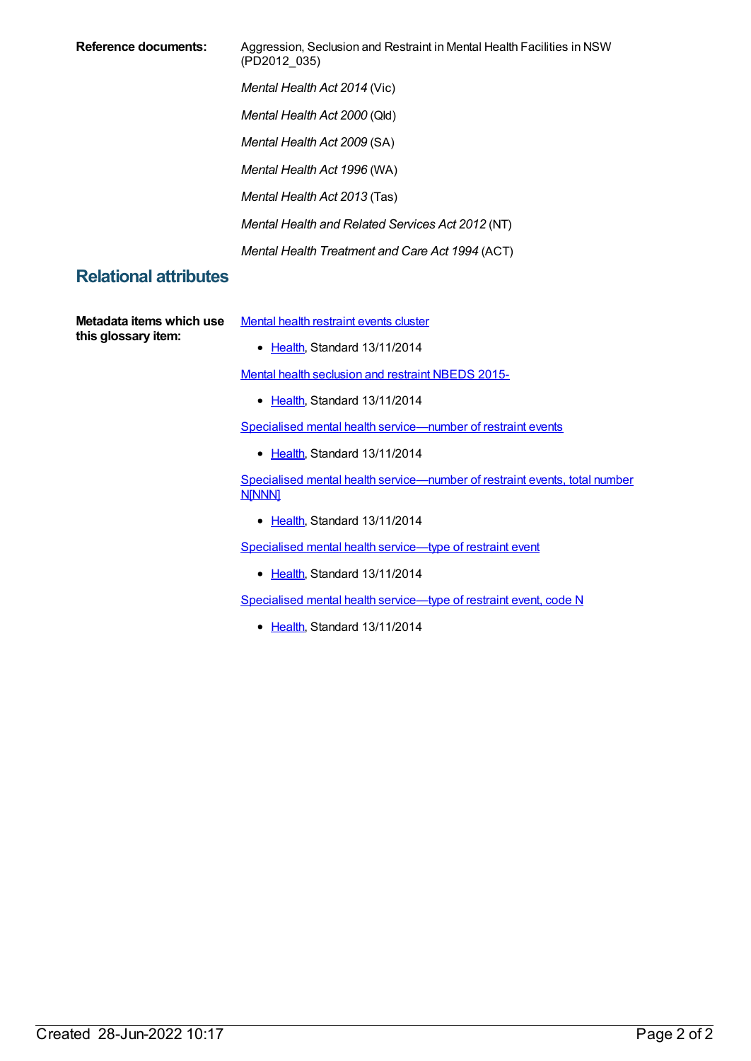**Reference documents:** Aggression, Seclusion and Restraint in Mental Health Facilities in NSW (PD2012_035)

*Mental Health Act 2014* (Vic)

*Mental Health Act 2000* (Qld)

*Mental Health Act 2009* (SA)

*Mental Health Act 1996* (WA)

*Mental Health Act 2013* (Tas)

*Mental Health and Related Services Act 2012* (NT)

*Mental Health Treatment and Care Act 1994* (ACT)

## Relational attributes

**Metadata items which use this glossary item:**

Mental health restraint events cluster

- Health, Standard 13/11/2014

Mental health seclusion and restraint NBEDS 2015-

- Health, Standard 13/11/2014

Specialised mental health service—number of restraint events

- Health, Standard 13/11/2014

Specialised mental health service—number of restraint events, total number N[NNN]

- Health, Standard 13/11/2014

Specialised mental health service—type of restraint event

- Health, Standard 13/11/2014

Specialised mental health service—type of restraint event, code N

- Health, Standard 13/11/2014